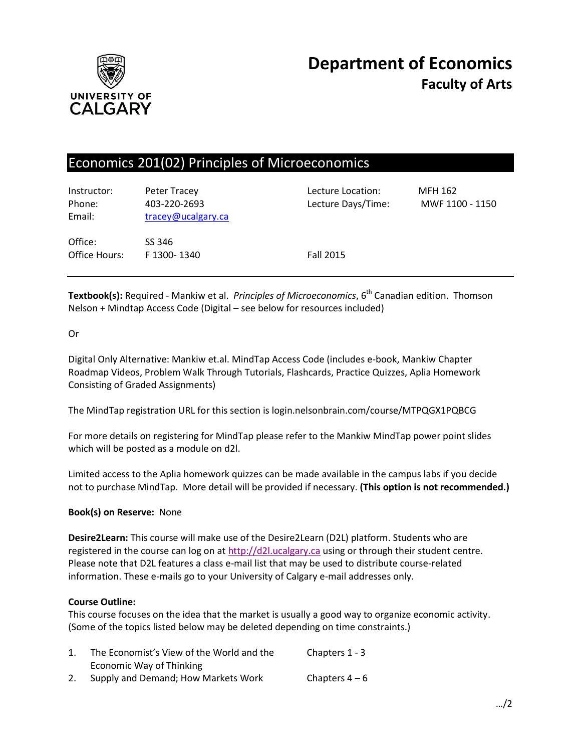# Department of Economics
## Faculty of Arts

UNIVERSITY OF CALGARY

## Economics 201(02) Principles of Microeconomics

| | | | |
|---|---|---|---|
| Instructor: | Peter Tracey | Lecture Location: | MFH 162 |
| Phone: | 403-220-2693 | Lecture Days/Time: | MWF 1100 - 1150 |
| Email: | tracey@ucalgary.ca | | |
| Office: | SS 346 | | |
| Office Hours: | F 1300- 1340 | Fall 2015 | |

---

**Textbook(s):** Required - Mankiw et al. *Principles of Microeconomics*, 6th Canadian edition. Thomson Nelson + Mindtap Access Code (Digital – see below for resources included)

Or

Digital Only Alternative: Mankiw et.al. MindTap Access Code (includes e-book, Mankiw Chapter Roadmap Videos, Problem Walk Through Tutorials, Flashcards, Practice Quizzes, Aplia Homework Consisting of Graded Assignments)

The MindTap registration URL for this section is login.nelsonbrain.com/course/MTPQGX1PQBCG

For more details on registering for MindTap please refer to the Mankiw MindTap power point slides which will be posted as a module on d2l.

Limited access to the Aplia homework quizzes can be made available in the campus labs if you decide not to purchase MindTap. More detail will be provided if necessary. **(This option is not recommended.)**

**Book(s) on Reserve:** None

**Desire2Learn:** This course will make use of the Desire2Learn (D2L) platform. Students who are registered in the course can log on at http://d2l.ucalgary.ca using or through their student centre. Please note that D2L features a class e-mail list that may be used to distribute course-related information. These e-mails go to your University of Calgary e-mail addresses only.

**Course Outline:**
This course focuses on the idea that the market is usually a good way to organize economic activity. (Some of the topics listed below may be deleted depending on time constraints.)

| | | |
|---|---|---|
| 1. | The Economist's View of the World and the Economic Way of Thinking | Chapters 1 - 3 |
| 2. | Supply and Demand; How Markets Work | Chapters 4 – 6 |

…/2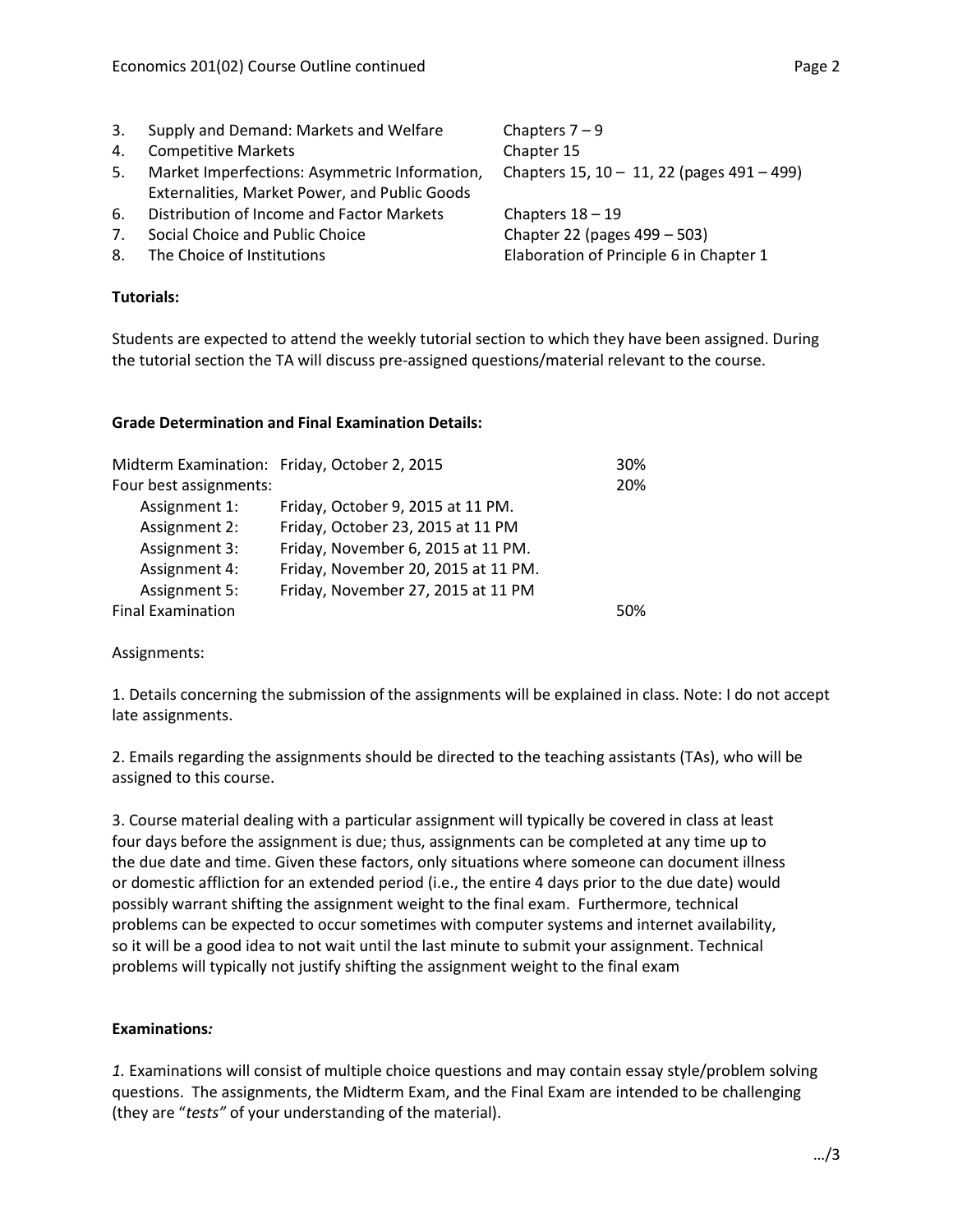3. Supply and Demand: Markets and Welfare — Chapters 7 – 9
4. Competitive Markets — Chapter 15
5. Market Imperfections: Asymmetric Information, Externalities, Market Power, and Public Goods — Chapters 15, 10 – 11, 22 (pages 491 – 499)
6. Distribution of Income and Factor Markets — Chapters 18 – 19
7. Social Choice and Public Choice — Chapter 22 (pages 499 – 503)
8. The Choice of Institutions — Elaboration of Principle 6 in Chapter 1

**Tutorials:**

Students are expected to attend the weekly tutorial section to which they have been assigned. During the tutorial section the TA will discuss pre-assigned questions/material relevant to the course.

**Grade Determination and Final Examination Details:**

| | | |
|---|---|---|
| Midterm Examination: | Friday, October 2, 2015 | 30% |
| Four best assignments: | | 20% |
| Assignment 1: | Friday, October 9, 2015 at 11 PM. | |
| Assignment 2: | Friday, October 23, 2015 at 11 PM | |
| Assignment 3: | Friday, November 6, 2015 at 11 PM. | |
| Assignment 4: | Friday, November 20, 2015 at 11 PM. | |
| Assignment 5: | Friday, November 27, 2015 at 11 PM | |
| Final Examination | | 50% |

Assignments:

1. Details concerning the submission of the assignments will be explained in class. Note: I do not accept late assignments.

2. Emails regarding the assignments should be directed to the teaching assistants (TAs), who will be assigned to this course.

3. Course material dealing with a particular assignment will typically be covered in class at least four days before the assignment is due; thus, assignments can be completed at any time up to the due date and time. Given these factors, only situations where someone can document illness or domestic affliction for an extended period (i.e., the entire 4 days prior to the due date) would possibly warrant shifting the assignment weight to the final exam. Furthermore, technical problems can be expected to occur sometimes with computer systems and internet availability, so it will be a good idea to not wait until the last minute to submit your assignment. Technical problems will typically not justify shifting the assignment weight to the final exam

**Examinations*:***

*1.* Examinations will consist of multiple choice questions and may contain essay style/problem solving questions. The assignments, the Midterm Exam, and the Final Exam are intended to be challenging (they are "*tests"* of your understanding of the material).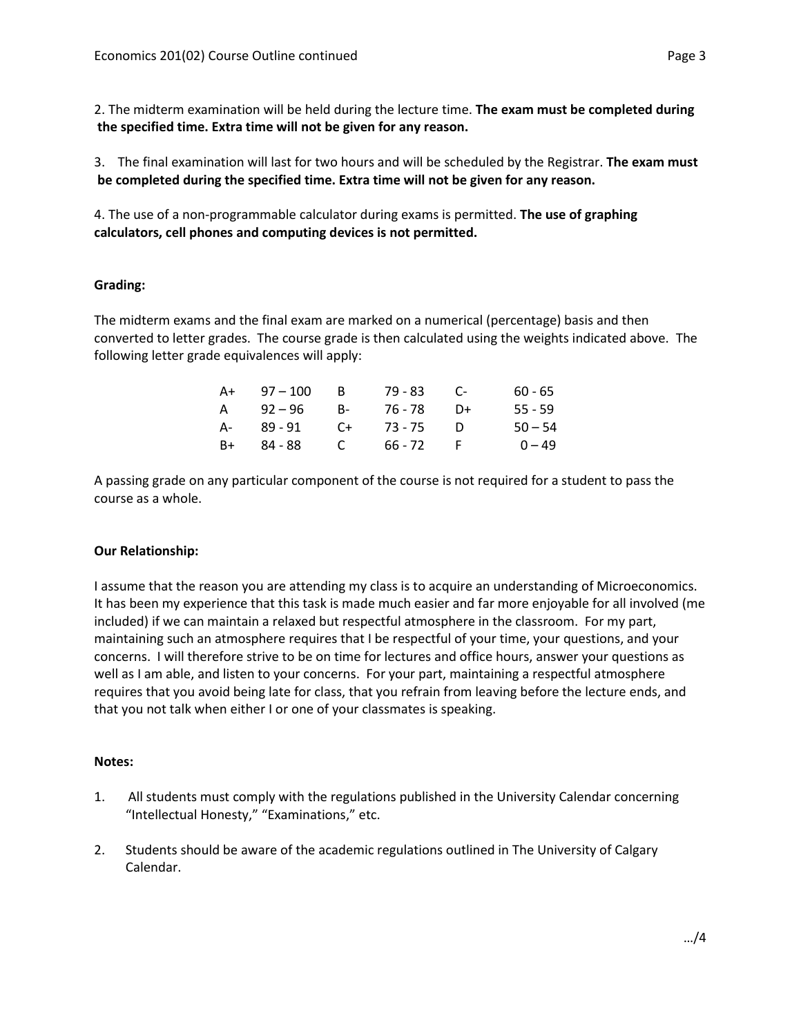2. The midterm examination will be held during the lecture time. **The exam must be completed during the specified time. Extra time will not be given for any reason.**

3. The final examination will last for two hours and will be scheduled by the Registrar. **The exam must be completed during the specified time. Extra time will not be given for any reason.**

4. The use of a non-programmable calculator during exams is permitted. **The use of graphing calculators, cell phones and computing devices is not permitted.**

**Grading:**

The midterm exams and the final exam are marked on a numerical (percentage) basis and then converted to letter grades. The course grade is then calculated using the weights indicated above. The following letter grade equivalences will apply:

| | | | | | |
|---|---|---|---|---|---|
| A+ | 97 – 100 | B | 79 - 83 | C- | 60 - 65 |
| A | 92 – 96 | B- | 76 - 78 | D+ | 55 - 59 |
| A- | 89 - 91 | C+ | 73 - 75 | D | 50 – 54 |
| B+ | 84 - 88 | C | 66 - 72 | F | 0 – 49 |

A passing grade on any particular component of the course is not required for a student to pass the course as a whole.

**Our Relationship:**

I assume that the reason you are attending my class is to acquire an understanding of Microeconomics. It has been my experience that this task is made much easier and far more enjoyable for all involved (me included) if we can maintain a relaxed but respectful atmosphere in the classroom. For my part, maintaining such an atmosphere requires that I be respectful of your time, your questions, and your concerns. I will therefore strive to be on time for lectures and office hours, answer your questions as well as I am able, and listen to your concerns. For your part, maintaining a respectful atmosphere requires that you avoid being late for class, that you refrain from leaving before the lecture ends, and that you not talk when either I or one of your classmates is speaking.

**Notes:**

1. All students must comply with the regulations published in the University Calendar concerning "Intellectual Honesty," "Examinations," etc.

2. Students should be aware of the academic regulations outlined in The University of Calgary Calendar.

…/4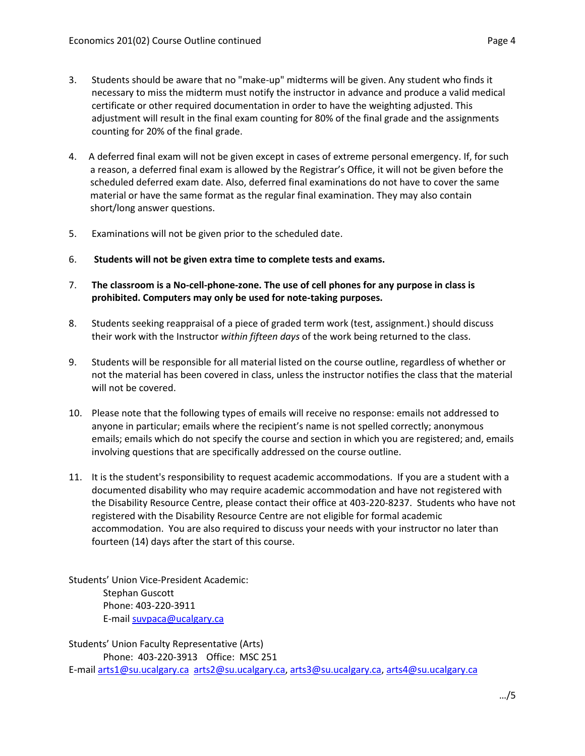3. Students should be aware that no "make-up" midterms will be given. Any student who finds it necessary to miss the midterm must notify the instructor in advance and produce a valid medical certificate or other required documentation in order to have the weighting adjusted. This adjustment will result in the final exam counting for 80% of the final grade and the assignments counting for 20% of the final grade.

4. A deferred final exam will not be given except in cases of extreme personal emergency. If, for such a reason, a deferred final exam is allowed by the Registrar's Office, it will not be given before the scheduled deferred exam date. Also, deferred final examinations do not have to cover the same material or have the same format as the regular final examination. They may also contain short/long answer questions.

5. Examinations will not be given prior to the scheduled date.

6. **Students will not be given extra time to complete tests and exams.**

7. **The classroom is a No-cell-phone-zone. The use of cell phones for any purpose in class is prohibited. Computers may only be used for note-taking purposes.**

8. Students seeking reappraisal of a piece of graded term work (test, assignment.) should discuss their work with the Instructor *within fifteen days* of the work being returned to the class.

9. Students will be responsible for all material listed on the course outline, regardless of whether or not the material has been covered in class, unless the instructor notifies the class that the material will not be covered.

10. Please note that the following types of emails will receive no response: emails not addressed to anyone in particular; emails where the recipient's name is not spelled correctly; anonymous emails; emails which do not specify the course and section in which you are registered; and, emails involving questions that are specifically addressed on the course outline.

11. It is the student's responsibility to request academic accommodations. If you are a student with a documented disability who may require academic accommodation and have not registered with the Disability Resource Centre, please contact their office at 403-220-8237. Students who have not registered with the Disability Resource Centre are not eligible for formal academic accommodation. You are also required to discuss your needs with your instructor no later than fourteen (14) days after the start of this course.

Students' Union Vice-President Academic:
Stephan Guscott
Phone: 403-220-3911
E-mail suvpaca@ucalgary.ca

Students' Union Faculty Representative (Arts)
Phone: 403-220-3913 Office: MSC 251
E-mail arts1@su.ucalgary.ca arts2@su.ucalgary.ca, arts3@su.ucalgary.ca, arts4@su.ucalgary.ca

…/5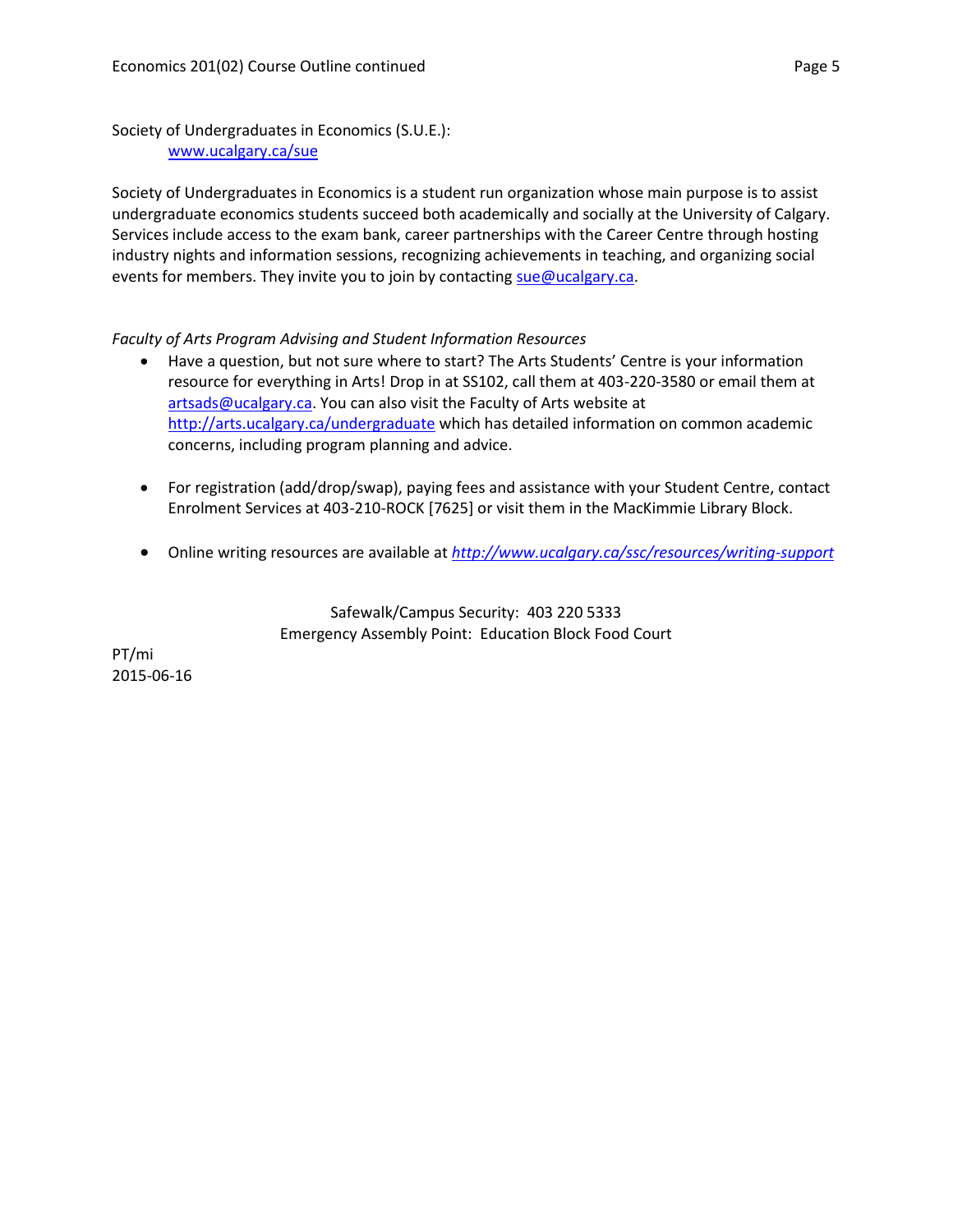Society of Undergraduates in Economics (S.U.E.):
www.ucalgary.ca/sue

Society of Undergraduates in Economics is a student run organization whose main purpose is to assist undergraduate economics students succeed both academically and socially at the University of Calgary. Services include access to the exam bank, career partnerships with the Career Centre through hosting industry nights and information sessions, recognizing achievements in teaching, and organizing social events for members. They invite you to join by contacting sue@ucalgary.ca.

*Faculty of Arts Program Advising and Student Information Resources*

- Have a question, but not sure where to start? The Arts Students' Centre is your information resource for everything in Arts! Drop in at SS102, call them at 403-220-3580 or email them at artsads@ucalgary.ca. You can also visit the Faculty of Arts website at http://arts.ucalgary.ca/undergraduate which has detailed information on common academic concerns, including program planning and advice.

- For registration (add/drop/swap), paying fees and assistance with your Student Centre, contact Enrolment Services at 403-210-ROCK [7625] or visit them in the MacKimmie Library Block.

- Online writing resources are available at *http://www.ucalgary.ca/ssc/resources/writing-support*

Safewalk/Campus Security: 403 220 5333
Emergency Assembly Point: Education Block Food Court

PT/mi
2015-06-16